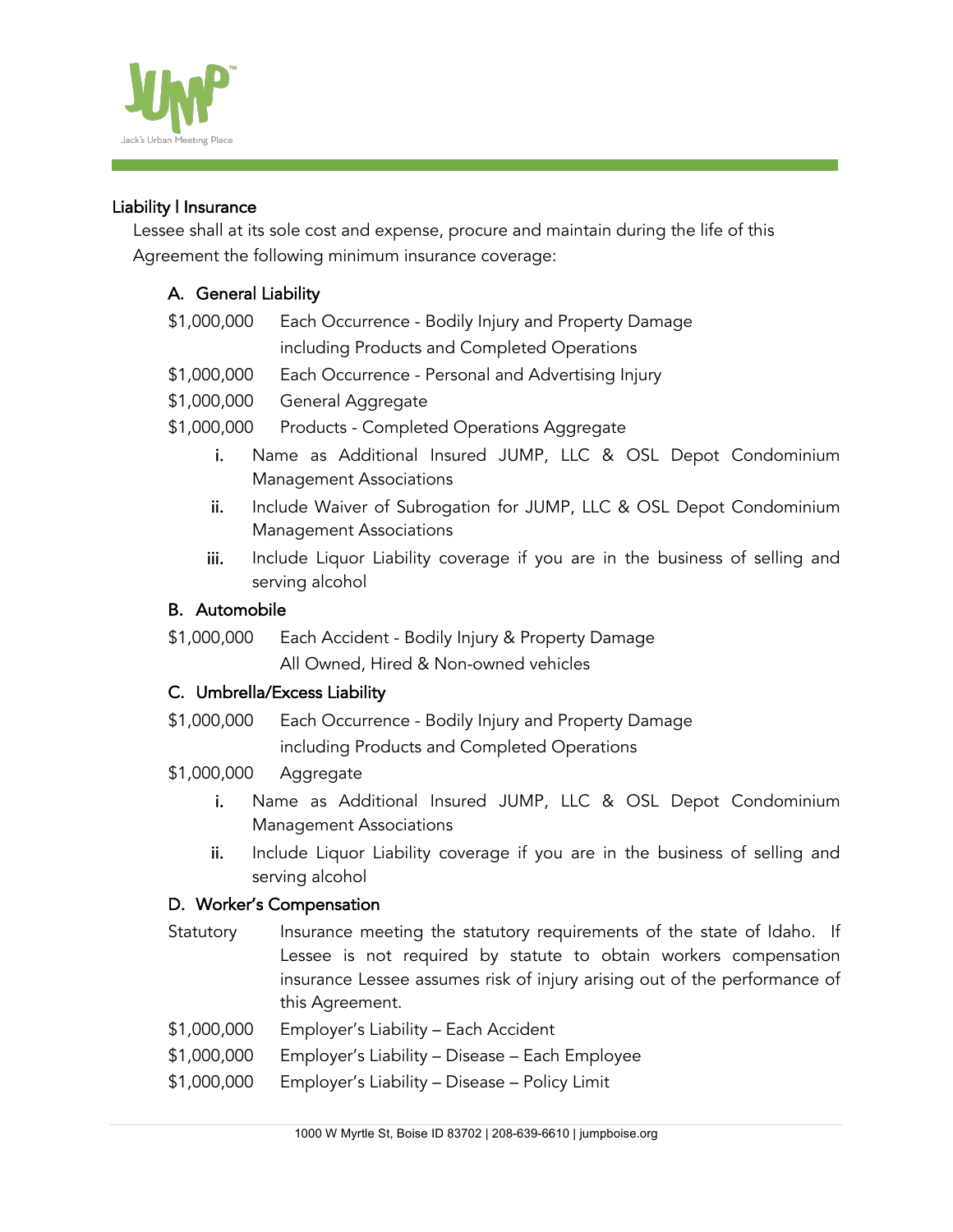## Liability | Insurance

Lessee shall at its sole cost and expense, procure and maintain during the life of this Agreement the following minimum insurance coverage:

### A. General Liability

| | |
|---|---|
| $1,000,000 | Each Occurrence - Bodily Injury and Property Damage including Products and Completed Operations |
| $1,000,000 | Each Occurrence - Personal and Advertising Injury |
| $1,000,000 | General Aggregate |
| $1,000,000 | Products - Completed Operations Aggregate |

i. Name as Additional Insured JUMP, LLC & OSL Depot Condominium Management Associations

ii. Include Waiver of Subrogation for JUMP, LLC & OSL Depot Condominium Management Associations

iii. Include Liquor Liability coverage if you are in the business of selling and serving alcohol

### B. Automobile

| | |
|---|---|
| $1,000,000 | Each Accident - Bodily Injury & Property Damage All Owned, Hired & Non-owned vehicles |

### C. Umbrella/Excess Liability

| | |
|---|---|
| $1,000,000 | Each Occurrence - Bodily Injury and Property Damage including Products and Completed Operations |
| $1,000,000 | Aggregate |

i. Name as Additional Insured JUMP, LLC & OSL Depot Condominium Management Associations

ii. Include Liquor Liability coverage if you are in the business of selling and serving alcohol

### D. Worker's Compensation

| | |
|---|---|
| Statutory | Insurance meeting the statutory requirements of the state of Idaho. If Lessee is not required by statute to obtain workers compensation insurance Lessee assumes risk of injury arising out of the performance of this Agreement. |
| $1,000,000 | Employer's Liability – Each Accident |
| $1,000,000 | Employer's Liability – Disease – Each Employee |
| $1,000,000 | Employer's Liability – Disease – Policy Limit |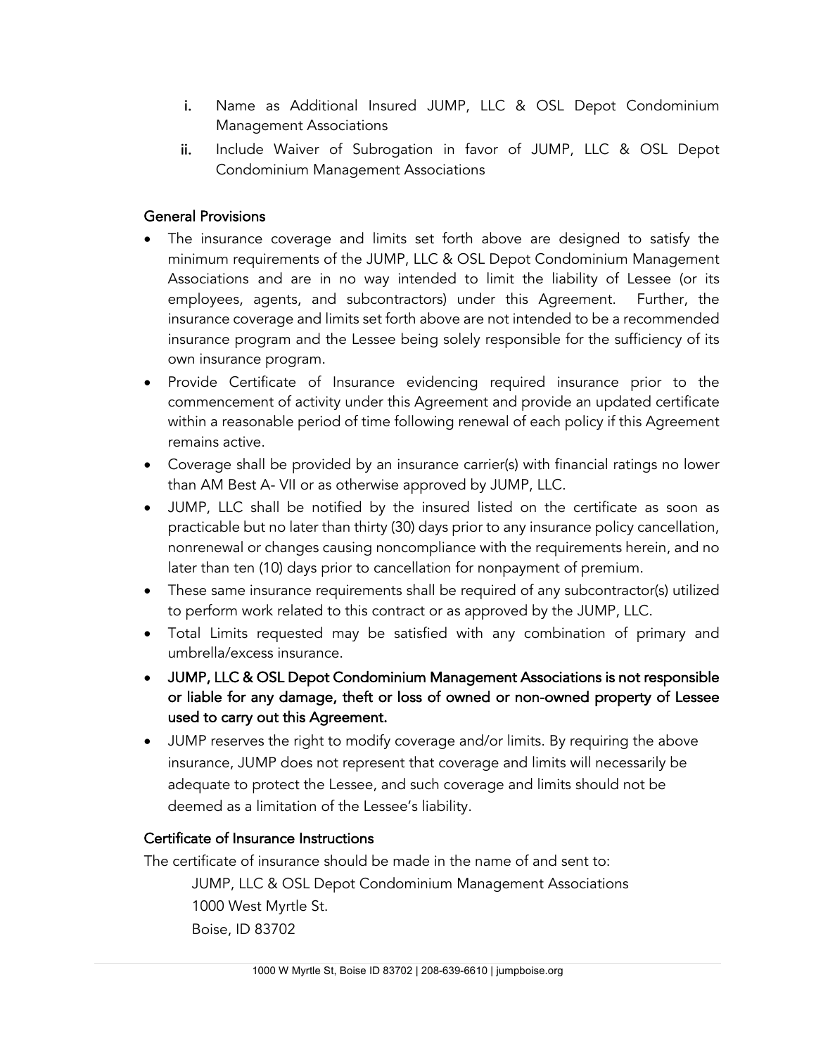i. Name as Additional Insured JUMP, LLC & OSL Depot Condominium Management Associations
ii. Include Waiver of Subrogation in favor of JUMP, LLC & OSL Depot Condominium Management Associations

## General Provisions

- The insurance coverage and limits set forth above are designed to satisfy the minimum requirements of the JUMP, LLC & OSL Depot Condominium Management Associations and are in no way intended to limit the liability of Lessee (or its employees, agents, and subcontractors) under this Agreement. Further, the insurance coverage and limits set forth above are not intended to be a recommended insurance program and the Lessee being solely responsible for the sufficiency of its own insurance program.
- Provide Certificate of Insurance evidencing required insurance prior to the commencement of activity under this Agreement and provide an updated certificate within a reasonable period of time following renewal of each policy if this Agreement remains active.
- Coverage shall be provided by an insurance carrier(s) with financial ratings no lower than AM Best A- VII or as otherwise approved by JUMP, LLC.
- JUMP, LLC shall be notified by the insured listed on the certificate as soon as practicable but no later than thirty (30) days prior to any insurance policy cancellation, nonrenewal or changes causing noncompliance with the requirements herein, and no later than ten (10) days prior to cancellation for nonpayment of premium.
- These same insurance requirements shall be required of any subcontractor(s) utilized to perform work related to this contract or as approved by the JUMP, LLC.
- Total Limits requested may be satisfied with any combination of primary and umbrella/excess insurance.
- **JUMP, LLC & OSL Depot Condominium Management Associations is not responsible or liable for any damage, theft or loss of owned or non-owned property of Lessee used to carry out this Agreement.**
- JUMP reserves the right to modify coverage and/or limits. By requiring the above insurance, JUMP does not represent that coverage and limits will necessarily be adequate to protect the Lessee, and such coverage and limits should not be deemed as a limitation of the Lessee's liability.

## Certificate of Insurance Instructions

The certificate of insurance should be made in the name of and sent to:

JUMP, LLC & OSL Depot Condominium Management Associations
1000 West Myrtle St.
Boise, ID 83702